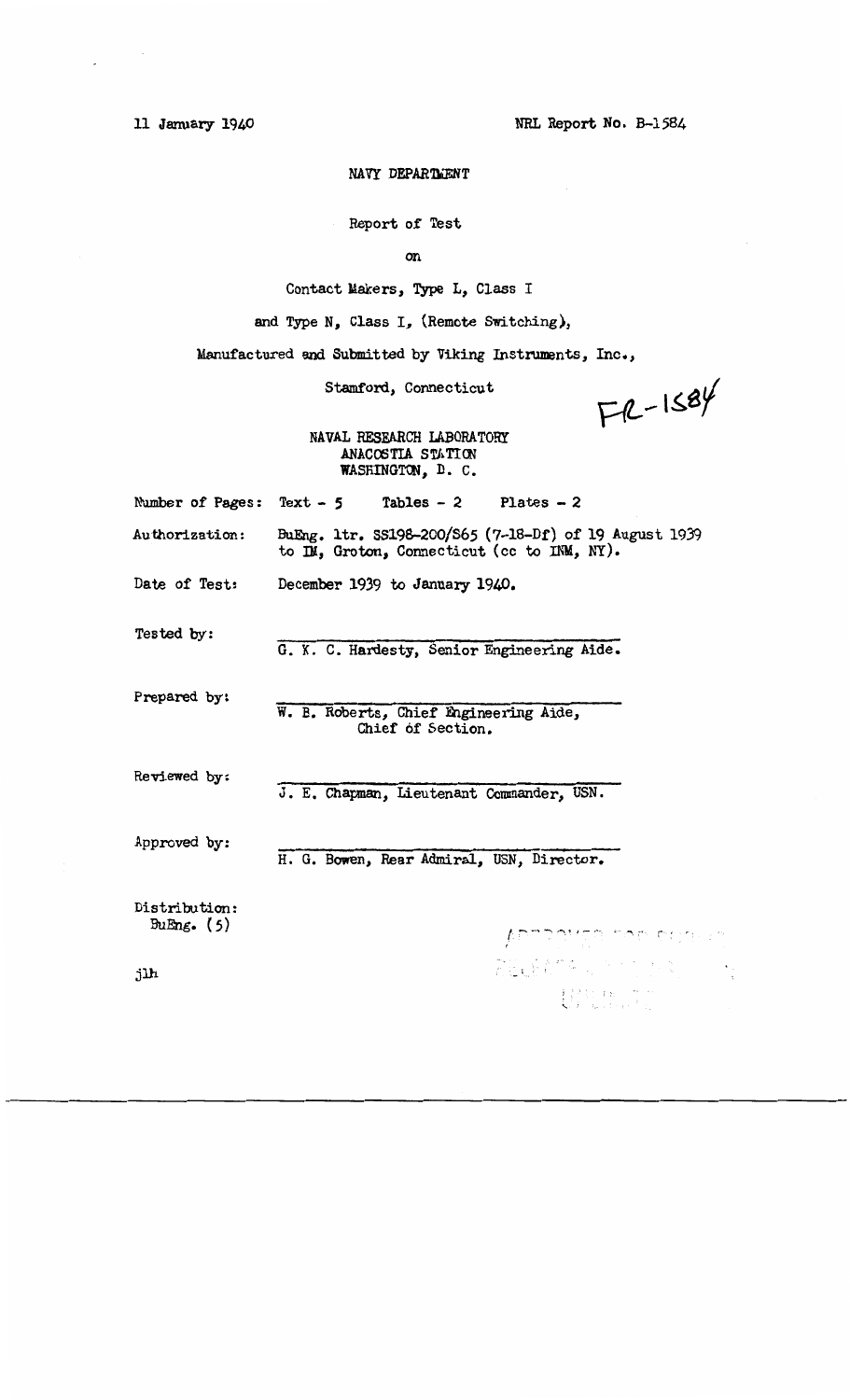11 January 1940 NRL Report No. B-1584

NAVY DEPARTMENT

Report of Test

on

Contact Makers, Type L, Class I

and Type N, Class I, (Remote Switching),

Manufactured and Submitted by Viking Instruments, Inc.,

Stamford, Connecticut

FR-1584

NAVAL RESEARCH LABORATORY
ANACOSTIA STATION
WASHINGTON, D. C.

Number of Pages: Text - 5 Tables - 2 Plates - 2

Authorization: BuEng. ltr. SS198-200/S65 (7-18-Df) of 19 August 1939 to IM, Groton, Connecticut (cc to INM, NY).

Date of Test: December 1939 to January 1940.

Tested by:

G. K. C. Hardesty, Senior Engineering Aide.

Prepared by:

W. B. Roberts, Chief Engineering Aide, Chief of Section.

Reviewed by:

J. E. Chapman, Lieutenant Commander, USN.

Approved by:

H. G. Bowen, Rear Admiral, USN, Director.

Distribution:
BuEng. (5)

jlh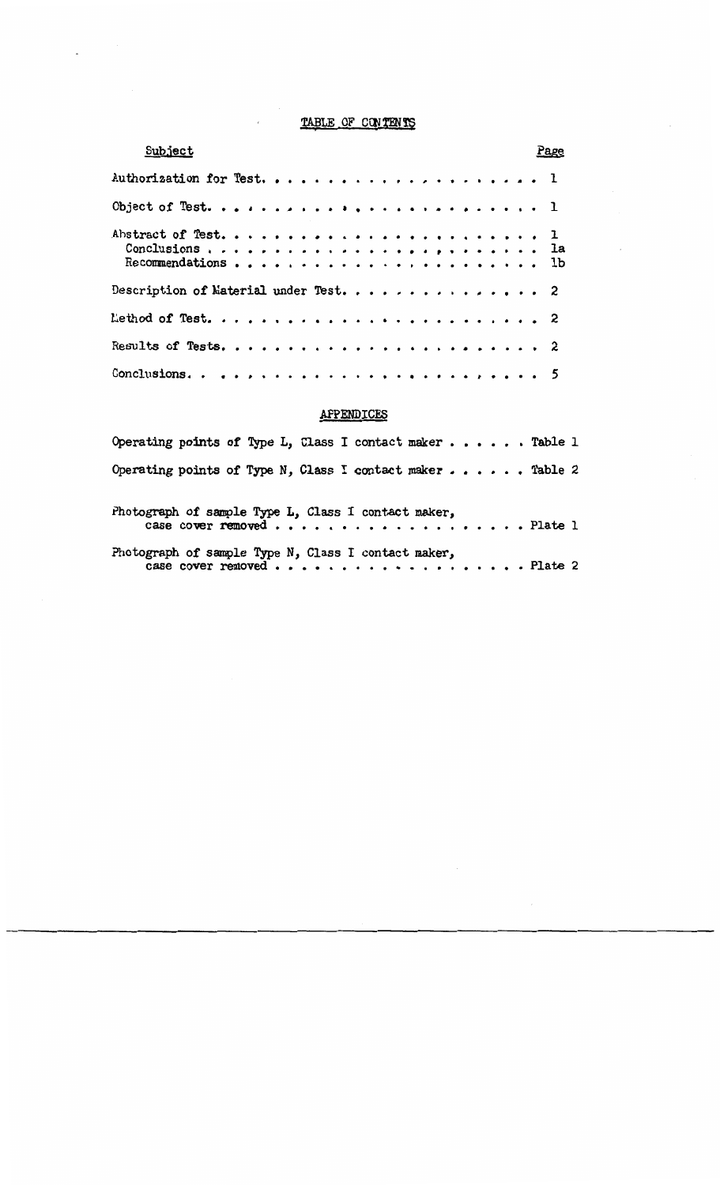# TABLE OF CONTENTS

| Subject | Page |
|---|---|
| Authorization for Test | 1 |
| Object of Test | 1 |
| Abstract of Test | 1 |
| Conclusions | 1a |
| Recommendations | 1b |
| Description of Material under Test | 2 |
| Method of Test | 2 |
| Results of Tests | 2 |
| Conclusions | 5 |

## APPENDICES

| | |
|---|---|
| Operating points of Type L, Class I contact maker | Table 1 |
| Operating points of Type N, Class I contact maker | Table 2 |
| Photograph of sample Type L, Class I contact maker, case cover removed | Plate 1 |
| Photograph of sample Type N, Class I contact maker, case cover removed | Plate 2 |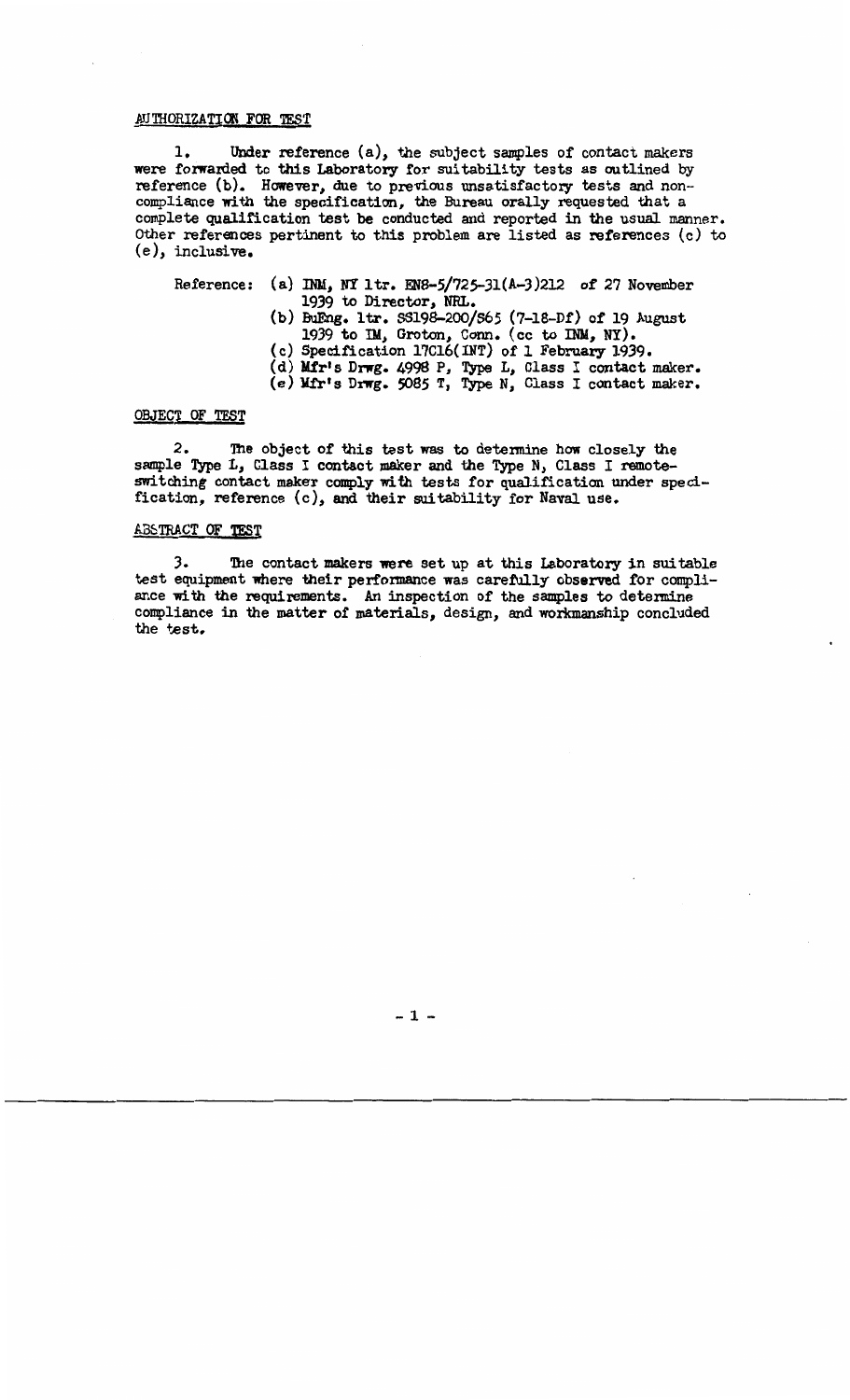## AUTHORIZATION FOR TEST

1. Under reference (a), the subject samples of contact makers were forwarded to this Laboratory for suitability tests as outlined by reference (b). However, due to previous unsatisfactory tests and non-compliance with the specification, the Bureau orally requested that a complete qualification test be conducted and reported in the usual manner. Other references pertinent to this problem are listed as references (c) to (e), inclusive.

Reference:
- (a) INM, NY ltr. EN8-5/725-31(A-3)212 of 27 November 1939 to Director, NRL.
- (b) BuEng. ltr. SS198-200/S65 (7-18-Df) of 19 August 1939 to IM, Groton, Conn. (cc to INM, NY).
- (c) Specification 17C16(INT) of 1 February 1939.
- (d) Mfr's Drwg. 4998 P, Type L, Class I contact maker.
- (e) Mfr's Drwg. 5085 T, Type N, Class I contact maker.

## OBJECT OF TEST

2. The object of this test was to determine how closely the sample Type L, Class I contact maker and the Type N, Class I remote-switching contact maker comply with tests for qualification under specification, reference (c), and their suitability for Naval use.

## ABSTRACT OF TEST

3. The contact makers were set up at this Laboratory in suitable test equipment where their performance was carefully observed for compliance with the requirements. An inspection of the samples to determine compliance in the matter of materials, design, and workmanship concluded the test.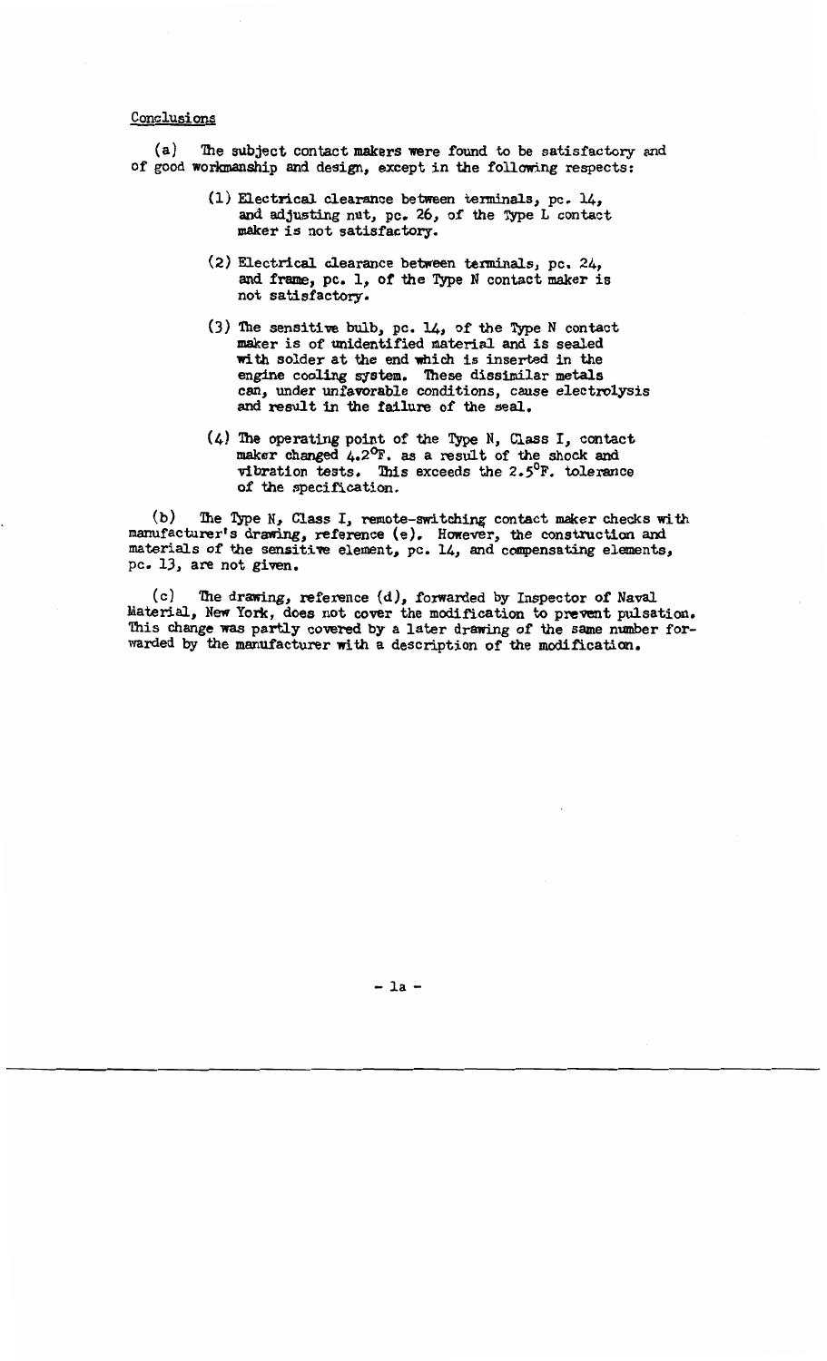Conclusions

(a) The subject contact makers were found to be satisfactory and of good workmanship and design, except in the following respects:

(1) Electrical clearance between terminals, pc. 14, and adjusting nut, pc. 26, of the Type L contact maker is not satisfactory.

(2) Electrical clearance between terminals, pc. 24, and frame, pc. 1, of the Type N contact maker is not satisfactory.

(3) The sensitive bulb, pc. 14, of the Type N contact maker is of unidentified material and is sealed with solder at the end which is inserted in the engine cooling system. These dissimilar metals can, under unfavorable conditions, cause electrolysis and result in the failure of the seal.

(4) The operating point of the Type N, Class I, contact maker changed 4.2°F. as a result of the shock and vibration tests. This exceeds the 2.5°F. tolerance of the specification.

(b) The Type N, Class I, remote-switching contact maker checks with manufacturer's drawing, reference (e). However, the construction and materials of the sensitive element, pc. 14, and compensating elements, pc. 13, are not given.

(c) The drawing, reference (d), forwarded by Inspector of Naval Material, New York, does not cover the modification to prevent pulsation. This change was partly covered by a later drawing of the same number forwarded by the manufacturer with a description of the modification.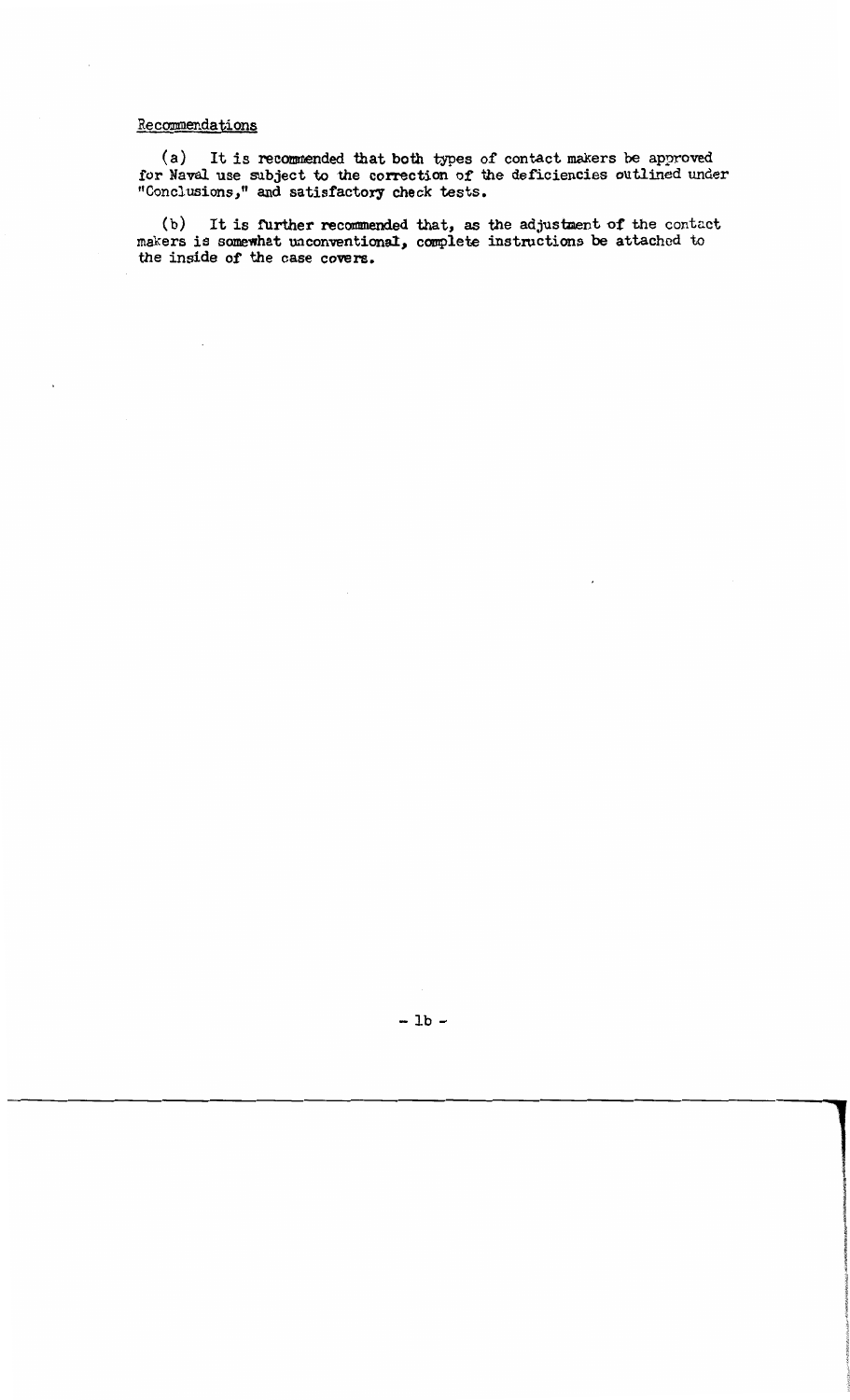Recommendations

(a) It is recommended that both types of contact makers be approved for Naval use subject to the correction of the deficiencies outlined under "Conclusions," and satisfactory check tests.

(b) It is further recommended that, as the adjustment of the contact makers is somewhat unconventional, complete instructions be attached to the inside of the case covers.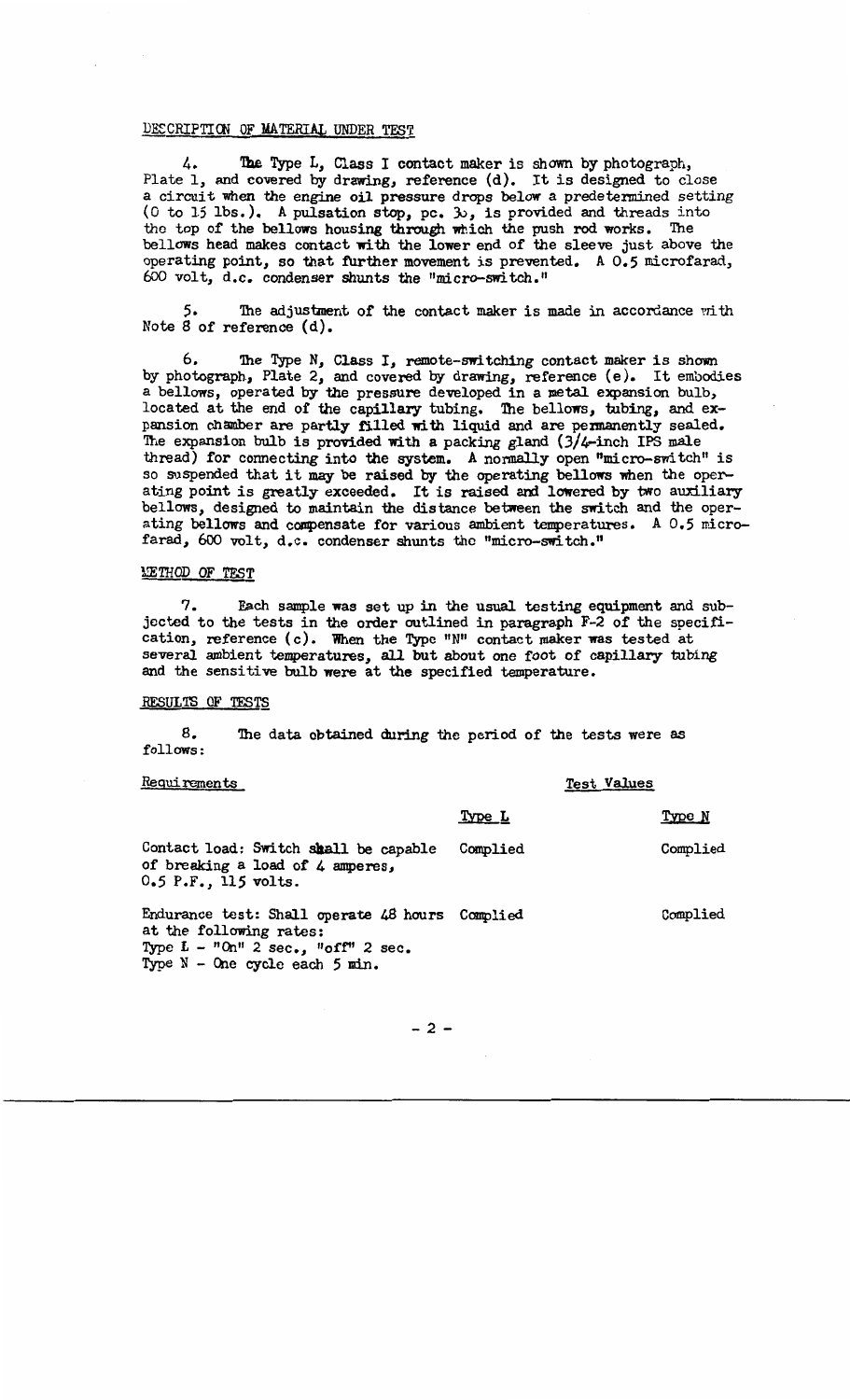## DESCRIPTION OF MATERIAL UNDER TEST

4. The Type L, Class I contact maker is shown by photograph, Plate 1, and covered by drawing, reference (d). It is designed to close a circuit when the engine oil pressure drops below a predetermined setting (0 to 15 lbs.). A pulsation stop, pc. 3b, is provided and threads into the top of the bellows housing through which the push rod works. The bellows head makes contact with the lower end of the sleeve just above the operating point, so that further movement is prevented. A 0.5 microfarad, 600 volt, d.c. condenser shunts the "micro-switch."

5. The adjustment of the contact maker is made in accordance with Note 8 of reference (d).

6. The Type N, Class I, remote-switching contact maker is shown by photograph, Plate 2, and covered by drawing, reference (e). It embodies a bellows, operated by the pressure developed in a metal expansion bulb, located at the end of the capillary tubing. The bellows, tubing, and expansion chamber are partly filled with liquid and are permanently sealed. The expansion bulb is provided with a packing gland (3/4-inch IPS male thread) for connecting into the system. A normally open "micro-switch" is so suspended that it may be raised by the operating bellows when the operating point is greatly exceeded. It is raised and lowered by two auxiliary bellows, designed to maintain the distance between the switch and the operating bellows and compensate for various ambient temperatures. A 0.5 microfarad, 600 volt, d.c. condenser shunts the "micro-switch."

## METHOD OF TEST

7. Each sample was set up in the usual testing equipment and subjected to the tests in the order outlined in paragraph F-2 of the specification, reference (c). When the Type "N" contact maker was tested at several ambient temperatures, all but about one foot of capillary tubing and the sensitive bulb were at the specified temperature.

## RESULTS OF TESTS

8. The data obtained during the period of the tests were as follows:

| Requirements | Test Values | |
|---|---|---|
| | Type L | Type N |
| Contact load: Switch shall be capable of breaking a load of 4 amperes, 0.5 P.F., 115 volts. | Complied | Complied |
| Endurance test: Shall operate 48 hours at the following rates: Type L - "On" 2 sec., "off" 2 sec. Type N - One cycle each 5 min. | Complied | Complied |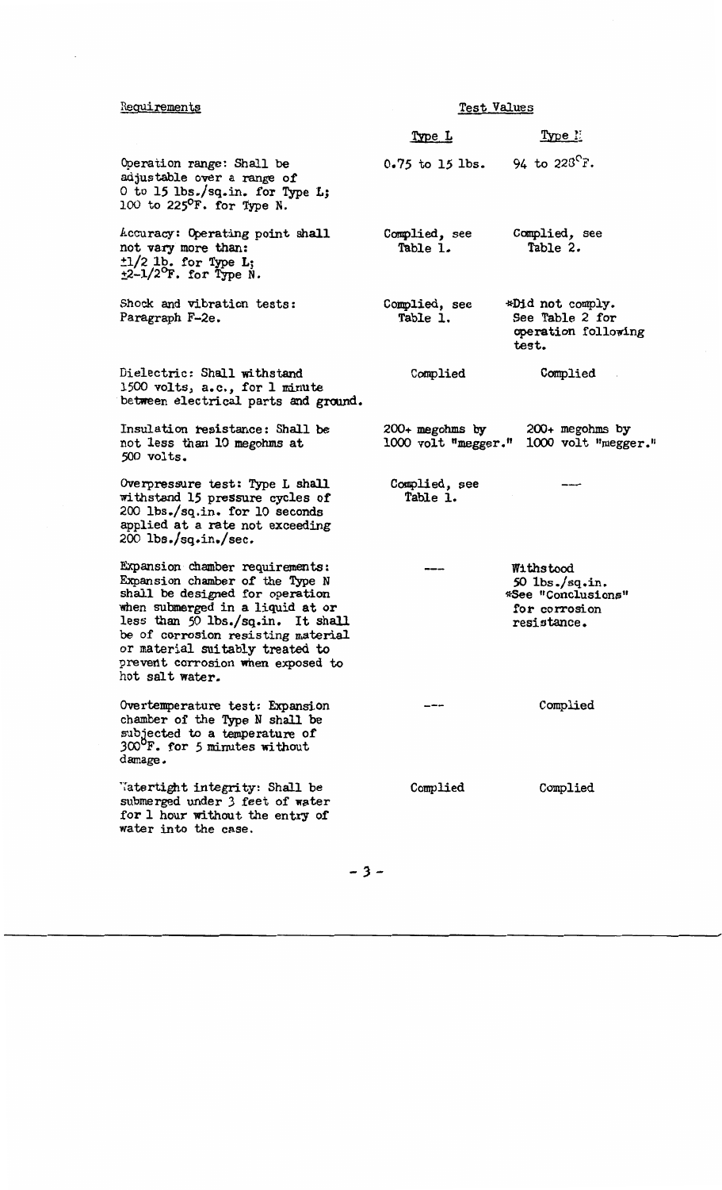| Requirements | Test Values | |
|---|---|---|
| | Type L | Type N |
| Operation range: Shall be adjustable over a range of 0 to 15 lbs./sq.in. for Type L; 100 to 225°F. for Type N. | 0.75 to 15 lbs. | 94 to 228°F. |
| Accuracy: Operating point shall not vary more than: ±1/2 lb. for Type L; ±2-1/2°F. for Type N. | Complied, see Table 1. | Complied, see Table 2. |
| Shock and vibration tests: Paragraph F-2e. | Complied, see Table 1. | *Did not comply. See Table 2 for operation following test. |
| Dielectric: Shall withstand 1500 volts, a.c., for 1 minute between electrical parts and ground. | Complied | Complied |
| Insulation resistance: Shall be not less than 10 megohms at 500 volts. | 200+ megohms by 1000 volt "megger." | 200+ megohms by 1000 volt "megger." |
| Overpressure test: Type L shall withstand 15 pressure cycles of 200 lbs./sq.in. for 10 seconds applied at a rate not exceeding 200 lbs./sq.in./sec. | Complied, see Table 1. | --- |
| Expansion chamber requirements: Expansion chamber of the Type N shall be designed for operation when submerged in a liquid at or less than 50 lbs./sq.in. It shall be of corrosion resisting material or material suitably treated to prevent corrosion when exposed to hot salt water. | --- | Withstood 50 lbs./sq.in. *See "Conclusions" for corrosion resistance. |
| Overtemperature test: Expansion chamber of the Type N shall be subjected to a temperature of 300°F. for 5 minutes without damage. | --- | Complied |
| Watertight integrity: Shall be submerged under 3 feet of water for 1 hour without the entry of water into the case. | Complied | Complied |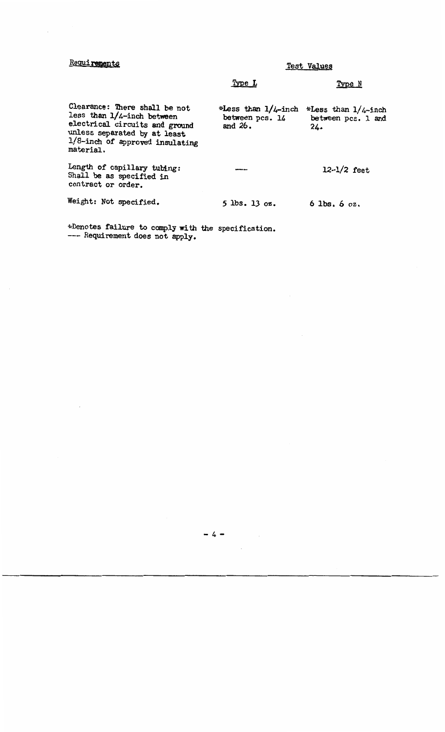| Requirements | Test Values | |
|---|---|---|
| | Type L | Type N |
| Clearance: There shall be not less than 1/4-inch between electrical circuits and ground unless separated by at least 1/8-inch of approved insulating material. | *Less than 1/4-inch between pcs. 14 and 26. | *Less than 1/4-inch between pcs. 1 and 24. |
| Length of capillary tubing: Shall be as specified in contract or order. | --- | 12-1/2 feet |
| Weight: Not specified. | 5 lbs. 13 oz. | 6 lbs. 6 oz. |

*Denotes failure to comply with the specification.
--- Requirement does not apply.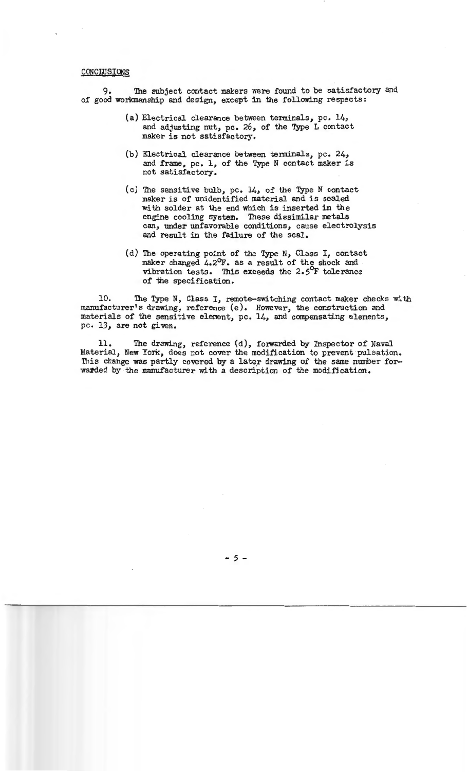## CONCLUSIONS

9. The subject contact makers were found to be satisfactory and of good workmanship and design, except in the following respects:

(a) Electrical clearance between terminals, pc. 14, and adjusting nut, pc. 26, of the Type L contact maker is not satisfactory.

(b) Electrical clearance between terminals, pc. 24, and frame, pc. 1, of the Type N contact maker is not satisfactory.

(c) The sensitive bulb, pc. 14, of the Type N contact maker is of unidentified material and is sealed with solder at the end which is inserted in the engine cooling system. These dissimilar metals can, under unfavorable conditions, cause electrolysis and result in the failure of the seal.

(d) The operating point of the Type N, Class I, contact maker changed 4.2°F. as a result of the shock and vibration tests. This exceeds the 2.5°F tolerance of the specification.

10. The Type N, Class I, remote-switching contact maker checks with manufacturer's drawing, reference (e). However, the construction and materials of the sensitive element, pc. 14, and compensating elements, pc. 13, are not given.

11. The drawing, reference (d), forwarded by Inspector of Naval Material, New York, does not cover the modification to prevent pulsation. This change was partly covered by a later drawing of the same number forwarded by the manufacturer with a description of the modification.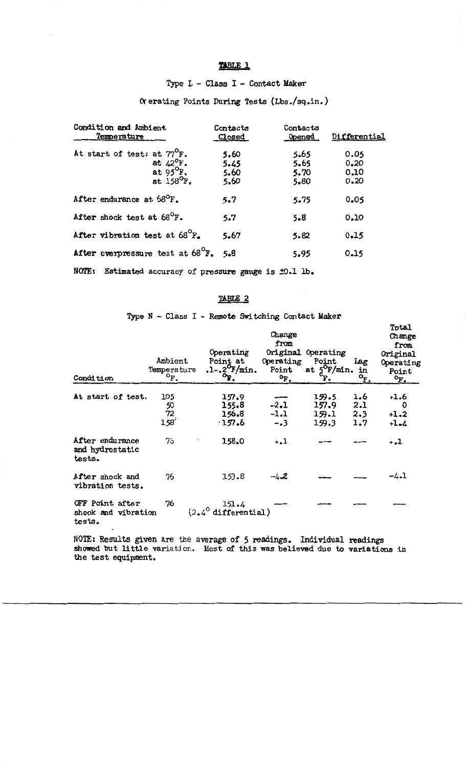## TABLE 1

### Type L - Class I - Contact Maker

Operating Points During Tests (Lbs./sq.in.)

| Condition and Ambient Temperature | Contacts Closed | Contacts Opened | Differential |
|---|---|---|---|
| At start of test: at 77°F. | 5.60 | 5.65 | 0.05 |
| at 42°F. | 5.45 | 5.65 | 0.20 |
| at 95°F. | 5.60 | 5.70 | 0.10 |
| at 158°F. | 5.60 | 5.80 | 0.20 |
| After endurance at 68°F. | 5.7 | 5.75 | 0.05 |
| After shock test at 68°F. | 5.7 | 5.8 | 0.10 |
| After vibration test at 68°F. | 5.67 | 5.82 | 0.15 |
| After overpressure test at 68°F. | 5.8 | 5.95 | 0.15 |

NOTE: Estimated accuracy of pressure gauge is ±0.1 lb.

## TABLE 2

### Type N - Class I - Remote Switching Contact Maker

| Condition | Ambient Temperature °F. | Operating Point at .1-.2°F/min. °F. | Change from Original Operating Point °F. | Operating Point at 5°F/min. °F. | Lag in °F. | Total Change from Original Operating Point °F. |
|---|---|---|---|---|---|---|
| At start of test. | 105 | 157.9 | --- | 159.5 | 1.6 | +1.6 |
| | 50 | 155.8 | -2.1 | 157.9 | 2.1 | 0 |
| | 72 | 156.8 | -1.1 | 159.1 | 2.3 | +1.2 |
| | 158 | 157.6 | -.3 | 159.3 | 1.7 | +1.4 |
| After endurance and hydrostatic tests. | 76 | 158.0 | +.1 | --- | --- | +.1 |
| After shock and vibration tests. | 76 | 153.8 | -4.2 | --- | --- | -4.1 |
| OFF Point after shock and vibration tests. | 76 | 151.4 (2.4° differential) | --- | --- | --- | --- |

NOTE: Results given are the average of 5 readings. Individual readings showed but little variation. Most of this was believed due to variations in the test equipment.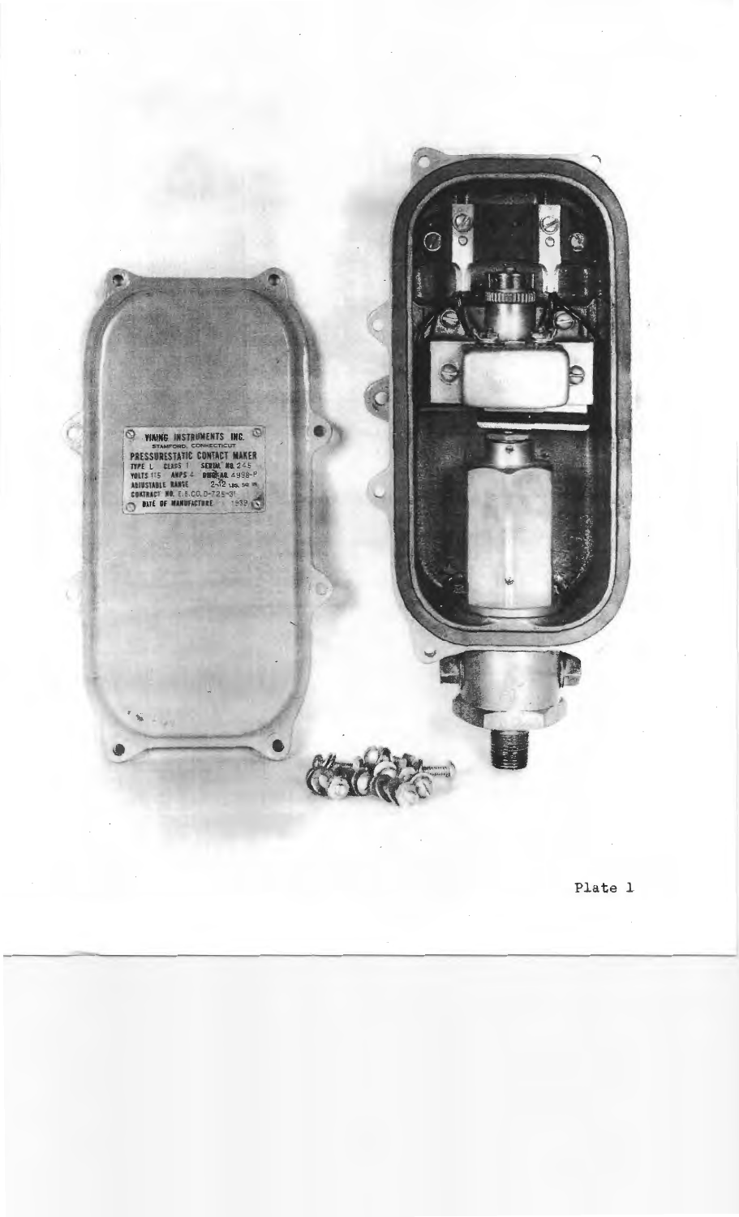Plate 1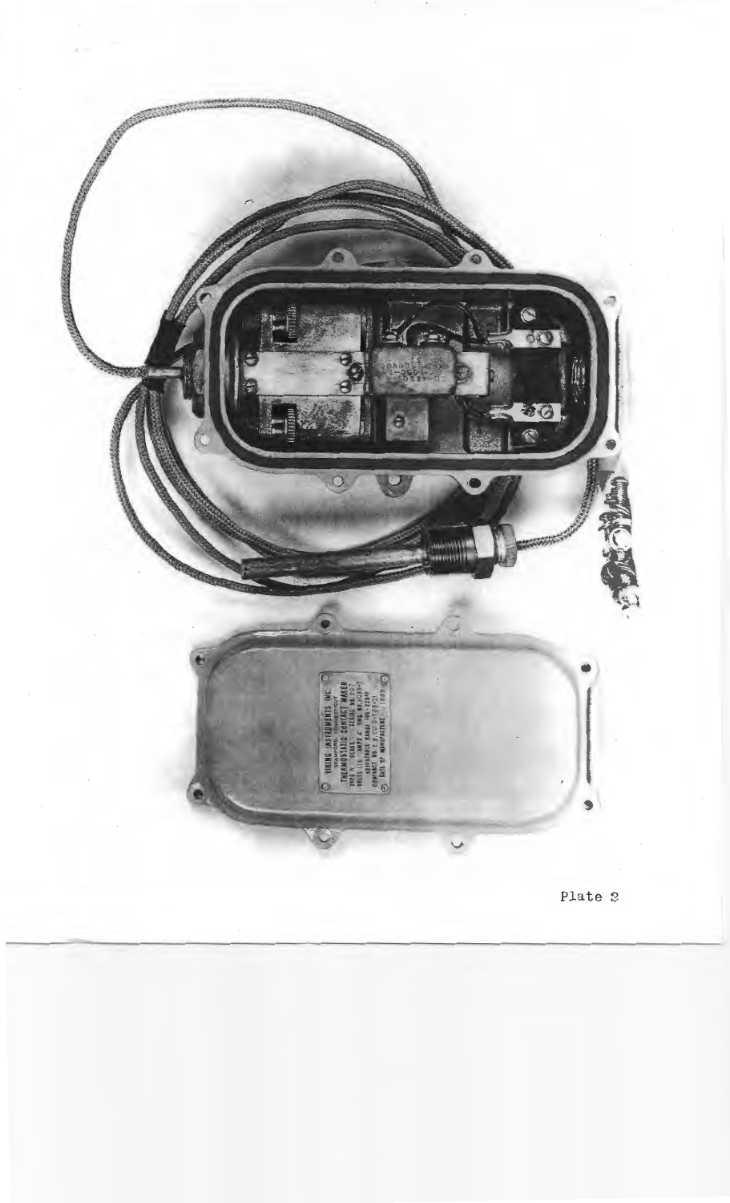Plate 2